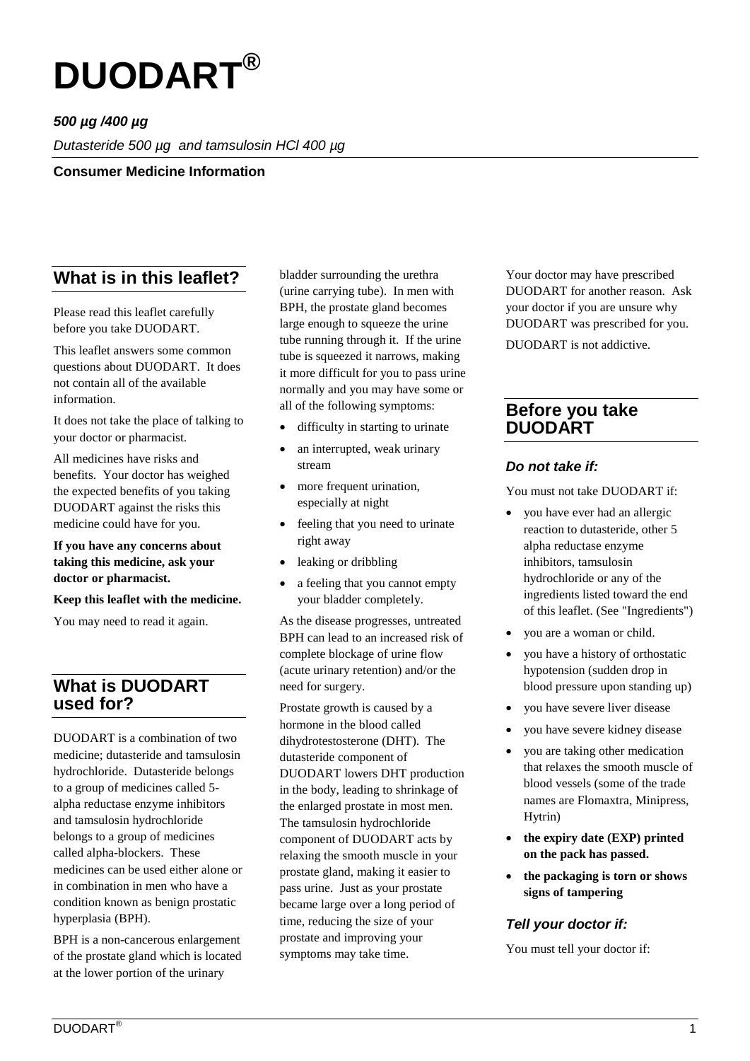# DUODART®

***500 µg /400 µg***

*Dutasteride 500 µg and tamsulosin HCl 400 µg*

**Consumer Medicine Information**

## What is in this leaflet?

Please read this leaflet carefully before you take DUODART.

This leaflet answers some common questions about DUODART. It does not contain all of the available information.

It does not take the place of talking to your doctor or pharmacist.

All medicines have risks and benefits. Your doctor has weighed the expected benefits of you taking DUODART against the risks this medicine could have for you.

**If you have any concerns about taking this medicine, ask your doctor or pharmacist.**

**Keep this leaflet with the medicine.**

You may need to read it again.

## What is DUODART used for?

DUODART is a combination of two medicine; dutasteride and tamsulosin hydrochloride. Dutasteride belongs to a group of medicines called 5-alpha reductase enzyme inhibitors and tamsulosin hydrochloride belongs to a group of medicines called alpha-blockers. These medicines can be used either alone or in combination in men who have a condition known as benign prostatic hyperplasia (BPH).

BPH is a non-cancerous enlargement of the prostate gland which is located at the lower portion of the urinary bladder surrounding the urethra (urine carrying tube). In men with BPH, the prostate gland becomes large enough to squeeze the urine tube running through it. If the urine tube is squeezed it narrows, making it more difficult for you to pass urine normally and you may have some or all of the following symptoms:

- difficulty in starting to urinate
- an interrupted, weak urinary stream
- more frequent urination, especially at night
- feeling that you need to urinate right away
- leaking or dribbling
- a feeling that you cannot empty your bladder completely.

As the disease progresses, untreated BPH can lead to an increased risk of complete blockage of urine flow (acute urinary retention) and/or the need for surgery.

Prostate growth is caused by a hormone in the blood called dihydrotestosterone (DHT). The dutasteride component of DUODART lowers DHT production in the body, leading to shrinkage of the enlarged prostate in most men. The tamsulosin hydrochloride component of DUODART acts by relaxing the smooth muscle in your prostate gland, making it easier to pass urine. Just as your prostate became large over a long period of time, reducing the size of your prostate and improving your symptoms may take time.

Your doctor may have prescribed DUODART for another reason. Ask your doctor if you are unsure why DUODART was prescribed for you.

DUODART is not addictive.

## Before you take DUODART

### *Do not take if:*

You must not take DUODART if:

- you have ever had an allergic reaction to dutasteride, other 5 alpha reductase enzyme inhibitors, tamsulosin hydrochloride or any of the ingredients listed toward the end of this leaflet. (See "Ingredients")
- you are a woman or child.
- you have a history of orthostatic hypotension (sudden drop in blood pressure upon standing up)
- you have severe liver disease
- you have severe kidney disease
- you are taking other medication that relaxes the smooth muscle of blood vessels (some of the trade names are Flomaxtra, Minipress, Hytrin)
- **the expiry date (EXP) printed on the pack has passed.**
- **the packaging is torn or shows signs of tampering**

### *Tell your doctor if:*

You must tell your doctor if: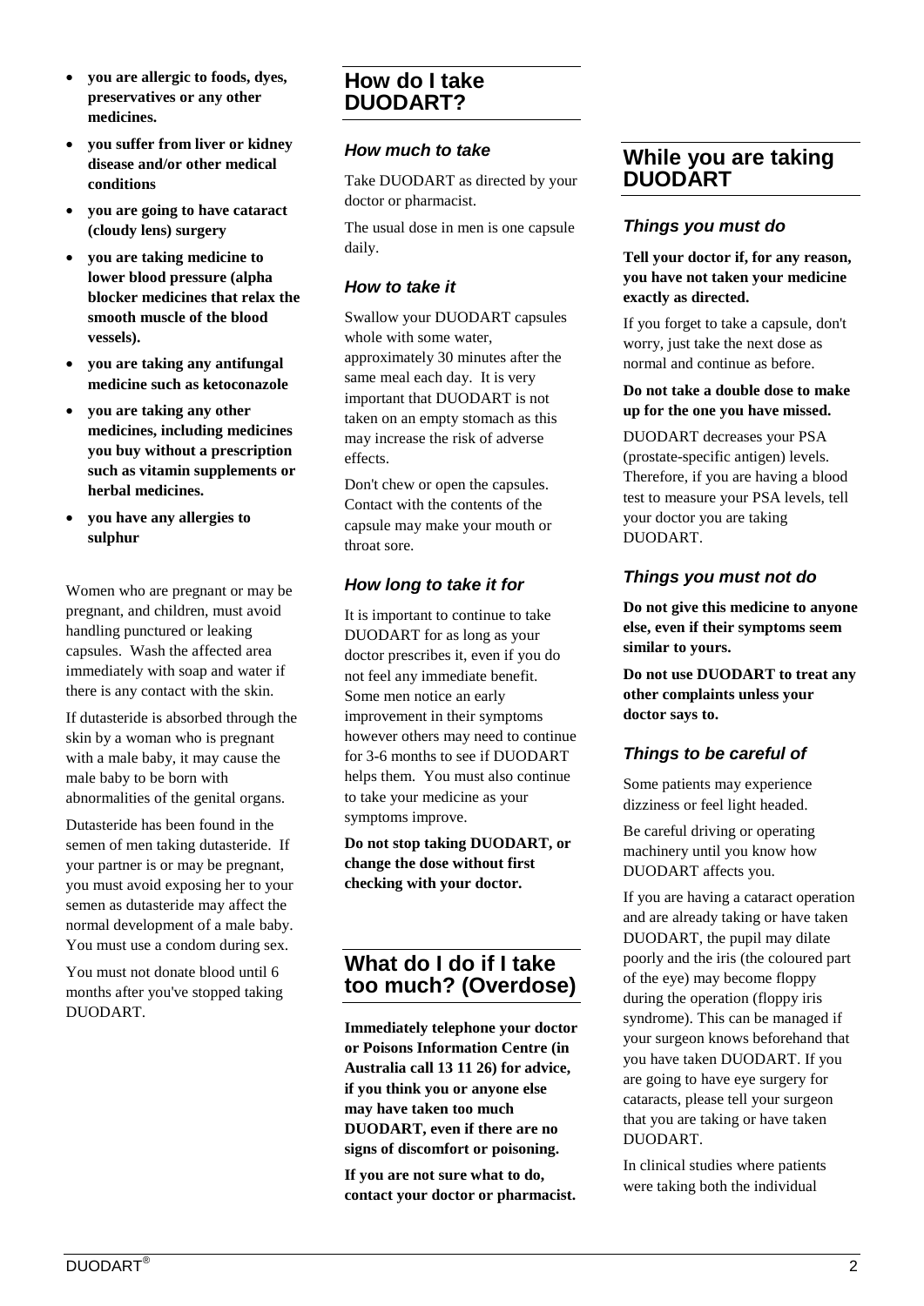- **you are allergic to foods, dyes, preservatives or any other medicines.**
- **you suffer from liver or kidney disease and/or other medical conditions**
- **you are going to have cataract (cloudy lens) surgery**
- **you are taking medicine to lower blood pressure (alpha blocker medicines that relax the smooth muscle of the blood vessels).**
- **you are taking any antifungal medicine such as ketoconazole**
- **you are taking any other medicines, including medicines you buy without a prescription such as vitamin supplements or herbal medicines.**
- **you have any allergies to sulphur**

Women who are pregnant or may be pregnant, and children, must avoid handling punctured or leaking capsules. Wash the affected area immediately with soap and water if there is any contact with the skin.

If dutasteride is absorbed through the skin by a woman who is pregnant with a male baby, it may cause the male baby to be born with abnormalities of the genital organs.

Dutasteride has been found in the semen of men taking dutasteride. If your partner is or may be pregnant, you must avoid exposing her to your semen as dutasteride may affect the normal development of a male baby. You must use a condom during sex.

You must not donate blood until 6 months after you've stopped taking DUODART.

## How do I take DUODART?

### *How much to take*

Take DUODART as directed by your doctor or pharmacist.

The usual dose in men is one capsule daily.

### *How to take it*

Swallow your DUODART capsules whole with some water, approximately 30 minutes after the same meal each day. It is very important that DUODART is not taken on an empty stomach as this may increase the risk of adverse effects.

Don't chew or open the capsules. Contact with the contents of the capsule may make your mouth or throat sore.

### *How long to take it for*

It is important to continue to take DUODART for as long as your doctor prescribes it, even if you do not feel any immediate benefit. Some men notice an early improvement in their symptoms however others may need to continue for 3-6 months to see if DUODART helps them. You must also continue to take your medicine as your symptoms improve.

**Do not stop taking DUODART, or change the dose without first checking with your doctor.**

## What do I do if I take too much? (Overdose)

**Immediately telephone your doctor or Poisons Information Centre (in Australia call 13 11 26) for advice, if you think you or anyone else may have taken too much DUODART, even if there are no signs of discomfort or poisoning.**

**If you are not sure what to do, contact your doctor or pharmacist.**

## While you are taking DUODART

### *Things you must do*

**Tell your doctor if, for any reason, you have not taken your medicine exactly as directed.**

If you forget to take a capsule, don't worry, just take the next dose as normal and continue as before.

**Do not take a double dose to make up for the one you have missed.**

DUODART decreases your PSA (prostate-specific antigen) levels. Therefore, if you are having a blood test to measure your PSA levels, tell your doctor you are taking DUODART.

### *Things you must not do*

**Do not give this medicine to anyone else, even if their symptoms seem similar to yours.**

**Do not use DUODART to treat any other complaints unless your doctor says to.**

### *Things to be careful of*

Some patients may experience dizziness or feel light headed.

Be careful driving or operating machinery until you know how DUODART affects you.

If you are having a cataract operation and are already taking or have taken DUODART, the pupil may dilate poorly and the iris (the coloured part of the eye) may become floppy during the operation (floppy iris syndrome). This can be managed if your surgeon knows beforehand that you have taken DUODART. If you are going to have eye surgery for cataracts, please tell your surgeon that you are taking or have taken DUODART.

In clinical studies where patients were taking both the individual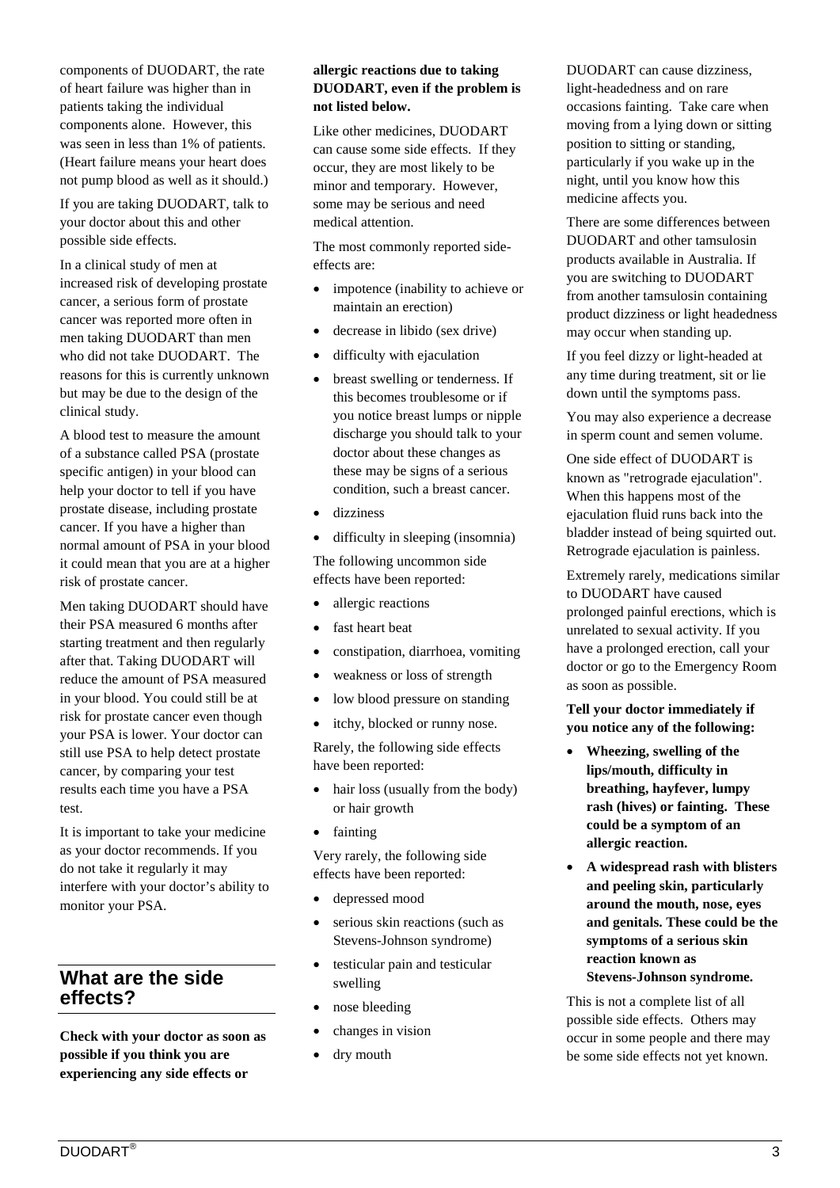components of DUODART, the rate of heart failure was higher than in patients taking the individual components alone. However, this was seen in less than 1% of patients. (Heart failure means your heart does not pump blood as well as it should.)

If you are taking DUODART, talk to your doctor about this and other possible side effects.

In a clinical study of men at increased risk of developing prostate cancer, a serious form of prostate cancer was reported more often in men taking DUODART than men who did not take DUODART. The reasons for this is currently unknown but may be due to the design of the clinical study.

A blood test to measure the amount of a substance called PSA (prostate specific antigen) in your blood can help your doctor to tell if you have prostate disease, including prostate cancer. If you have a higher than normal amount of PSA in your blood it could mean that you are at a higher risk of prostate cancer.

Men taking DUODART should have their PSA measured 6 months after starting treatment and then regularly after that. Taking DUODART will reduce the amount of PSA measured in your blood. You could still be at risk for prostate cancer even though your PSA is lower. Your doctor can still use PSA to help detect prostate cancer, by comparing your test results each time you have a PSA test.

It is important to take your medicine as your doctor recommends. If you do not take it regularly it may interfere with your doctor's ability to monitor your PSA.

## What are the side effects?

**Check with your doctor as soon as possible if you think you are experiencing any side effects or allergic reactions due to taking DUODART, even if the problem is not listed below.**

Like other medicines, DUODART can cause some side effects. If they occur, they are most likely to be minor and temporary. However, some may be serious and need medical attention.

The most commonly reported side-effects are:

- impotence (inability to achieve or maintain an erection)
- decrease in libido (sex drive)
- difficulty with ejaculation
- breast swelling or tenderness. If this becomes troublesome or if you notice breast lumps or nipple discharge you should talk to your doctor about these changes as these may be signs of a serious condition, such a breast cancer.
- dizziness
- difficulty in sleeping (insomnia)

The following uncommon side effects have been reported:

- allergic reactions
- fast heart beat
- constipation, diarrhoea, vomiting
- weakness or loss of strength
- low blood pressure on standing
- itchy, blocked or runny nose.

Rarely, the following side effects have been reported:

- hair loss (usually from the body) or hair growth
- fainting

Very rarely, the following side effects have been reported:

- depressed mood
- serious skin reactions (such as Stevens-Johnson syndrome)
- testicular pain and testicular swelling
- nose bleeding
- changes in vision
- dry mouth

DUODART can cause dizziness, light-headedness and on rare occasions fainting. Take care when moving from a lying down or sitting position to sitting or standing, particularly if you wake up in the night, until you know how this medicine affects you.

There are some differences between DUODART and other tamsulosin products available in Australia. If you are switching to DUODART from another tamsulosin containing product dizziness or light headedness may occur when standing up.

If you feel dizzy or light-headed at any time during treatment, sit or lie down until the symptoms pass.

You may also experience a decrease in sperm count and semen volume.

One side effect of DUODART is known as "retrograde ejaculation". When this happens most of the ejaculation fluid runs back into the bladder instead of being squirted out. Retrograde ejaculation is painless.

Extremely rarely, medications similar to DUODART have caused prolonged painful erections, which is unrelated to sexual activity. If you have a prolonged erection, call your doctor or go to the Emergency Room as soon as possible.

**Tell your doctor immediately if you notice any of the following:**

- **Wheezing, swelling of the lips/mouth, difficulty in breathing, hayfever, lumpy rash (hives) or fainting. These could be a symptom of an allergic reaction.**
- **A widespread rash with blisters and peeling skin, particularly around the mouth, nose, eyes and genitals. These could be the symptoms of a serious skin reaction known as Stevens-Johnson syndrome.**

This is not a complete list of all possible side effects. Others may occur in some people and there may be some side effects not yet known.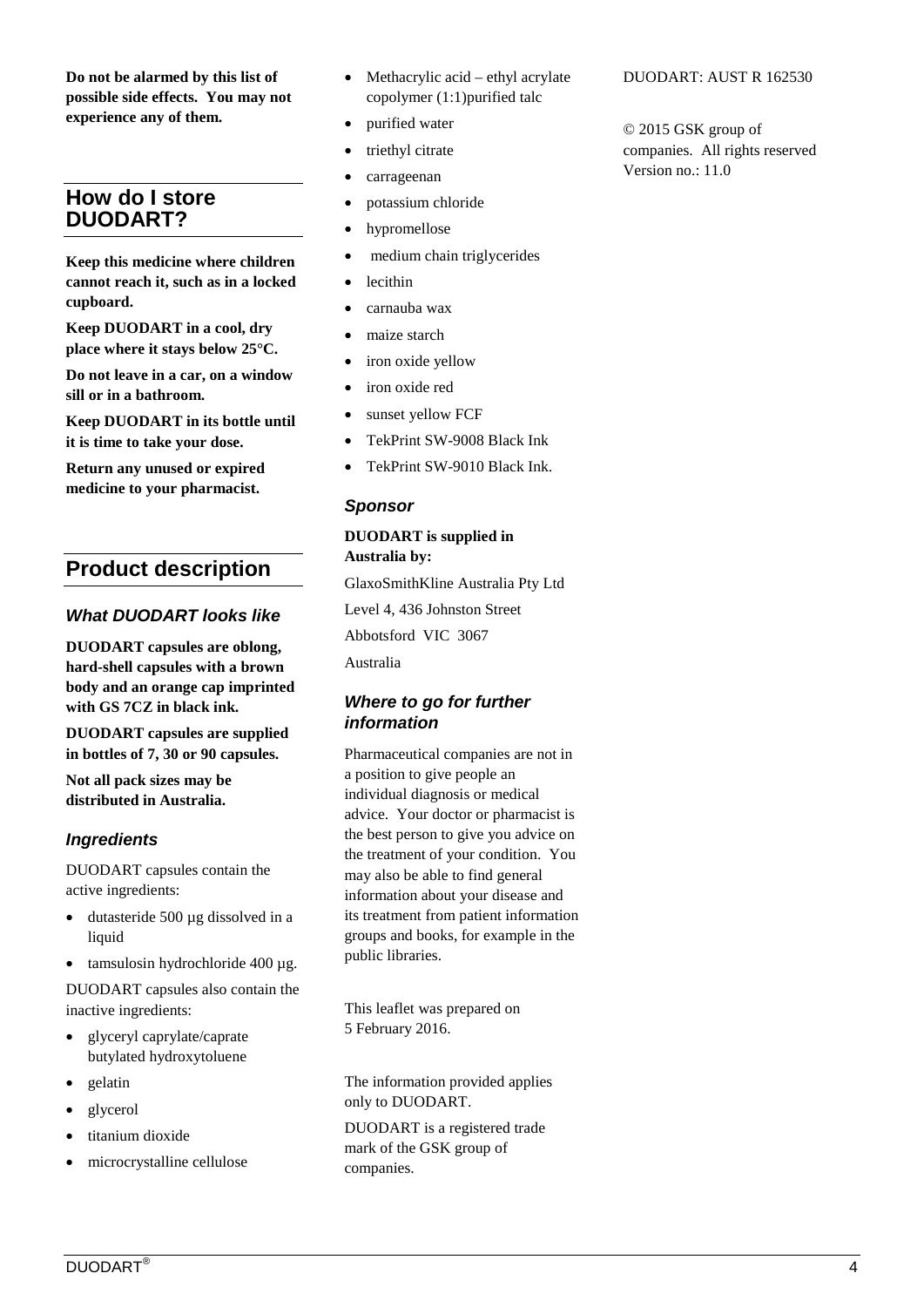**Do not be alarmed by this list of possible side effects. You may not experience any of them.**

## How do I store DUODART?

**Keep this medicine where children cannot reach it, such as in a locked cupboard.**

**Keep DUODART in a cool, dry place where it stays below 25°C.**

**Do not leave in a car, on a window sill or in a bathroom.**

**Keep DUODART in its bottle until it is time to take your dose.**

**Return any unused or expired medicine to your pharmacist.**

## Product description

### *What DUODART looks like*

**DUODART capsules are oblong, hard-shell capsules with a brown body and an orange cap imprinted with GS 7CZ in black ink.**

**DUODART capsules are supplied in bottles of 7, 30 or 90 capsules.**

**Not all pack sizes may be distributed in Australia.**

### *Ingredients*

DUODART capsules contain the active ingredients:

- dutasteride 500 µg dissolved in a liquid
- tamsulosin hydrochloride 400 µg.

DUODART capsules also contain the inactive ingredients:

- glyceryl caprylate/caprate butylated hydroxytoluene
- gelatin
- glycerol
- titanium dioxide
- microcrystalline cellulose
- Methacrylic acid – ethyl acrylate copolymer (1:1)purified talc
- purified water
- triethyl citrate
- carrageenan
- potassium chloride
- hypromellose
- medium chain triglycerides
- lecithin
- carnauba wax
- maize starch
- iron oxide yellow
- iron oxide red
- sunset yellow FCF
- TekPrint SW-9008 Black Ink
- TekPrint SW-9010 Black Ink.

### *Sponsor*

**DUODART is supplied in Australia by:**

GlaxoSmithKline Australia Pty Ltd

Level 4, 436 Johnston Street

Abbotsford VIC 3067

Australia

### *Where to go for further information*

Pharmaceutical companies are not in a position to give people an individual diagnosis or medical advice. Your doctor or pharmacist is the best person to give you advice on the treatment of your condition. You may also be able to find general information about your disease and its treatment from patient information groups and books, for example in the public libraries.

This leaflet was prepared on 5 February 2016.

The information provided applies only to DUODART.

DUODART is a registered trade mark of the GSK group of companies.

DUODART: AUST R 162530

© 2015 GSK group of companies. All rights reserved
Version no.: 11.0